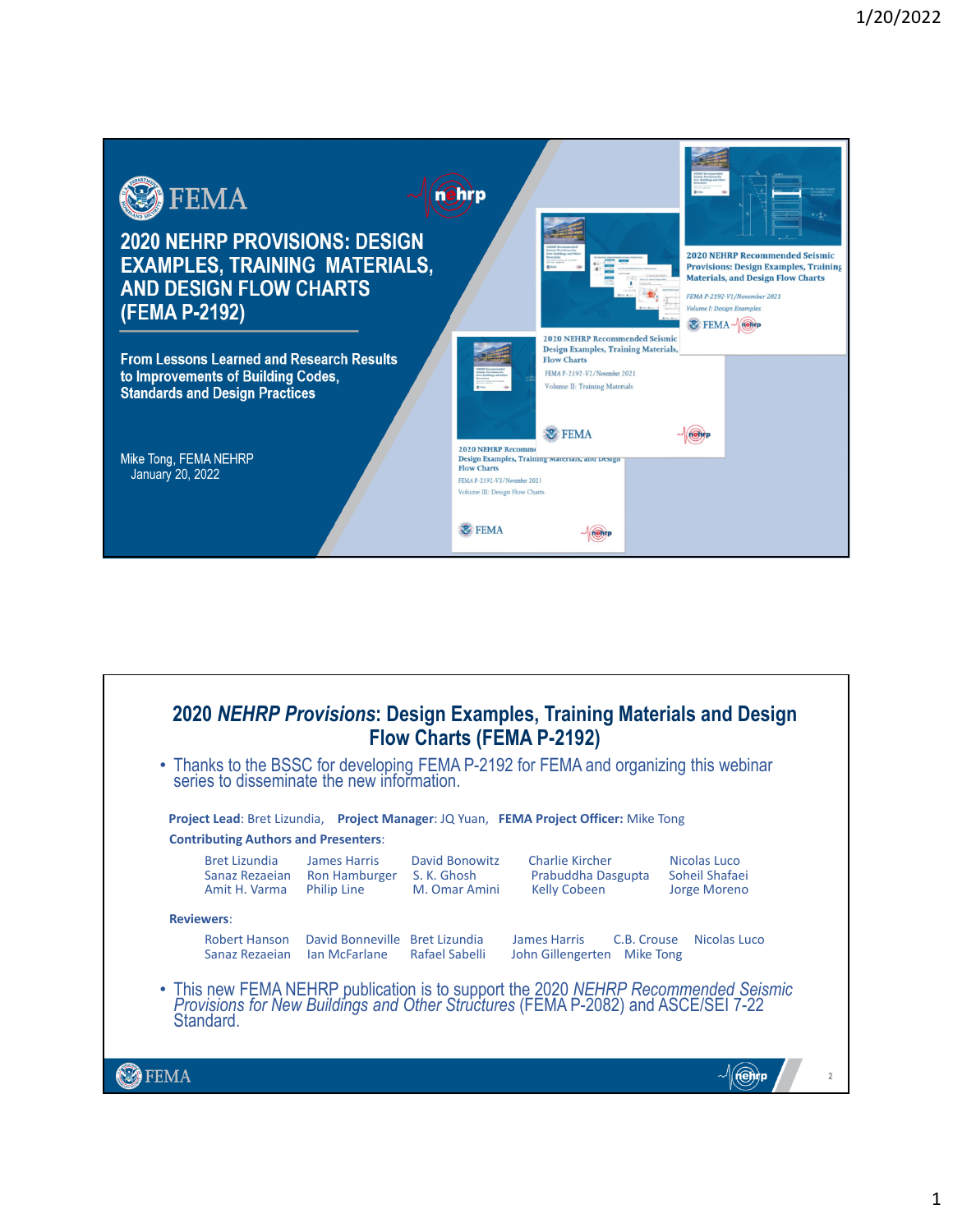FEMA

# 2020 NEHRP PROVISIONS: DESIGN EXAMPLES, TRAINING MATERIALS, AND DESIGN FLOW CHARTS (FEMA P-2192)

From Lessons Learned and Research Results to Improvements of Building Codes, Standards and Design Practices

Mike Tong, FEMA NEHRP
January 20, 2022

2020 NEHRP Recommended Seismic Provisions: Design Examples, Training Materials, and Design Flow Charts
FEMA P-2192-V1/November 2021
Volume I: Design Examples

2020 NEHRP Recommended Seismic Design Examples, Training Materials, and Design Flow Charts
FEMA P-2192-V2/November 2021
Volume II: Training Materials

2020 NEHRP Recommended Seismic Design Examples, Training Materials, and Design Flow Charts
FEMA P-2192-V3/November 2021
Volume III: Design Flow Charts

---

## 2020 *NEHRP Provisions*: Design Examples, Training Materials and Design Flow Charts (FEMA P-2192)

- Thanks to the BSSC for developing FEMA P-2192 for FEMA and organizing this webinar series to disseminate the new information.

**Project Lead**: Bret Lizundia, **Project Manager**: JQ Yuan, **FEMA Project Officer:** Mike Tong

**Contributing Authors and Presenters**:

Bret Lizundia, Sanaz Rezaeian, Amit H. Varma, James Harris, Ron Hamburger, Philip Line, David Bonowitz, S. K. Ghosh, M. Omar Amini, Charlie Kircher, Prabuddha Dasgupta, Kelly Cobeen, Nicolas Luco, Soheil Shafaei, Jorge Moreno

**Reviewers**:

Robert Hanson, Sanaz Rezaeian, David Bonneville, Ian McFarlane, Bret Lizundia, Rafael Sabelli, James Harris, John Gillengerten, C.B. Crouse, Mike Tong, Nicolas Luco

- This new FEMA NEHRP publication is to support the 2020 *NEHRP Recommended Seismic Provisions for New Buildings and Other Structures* (FEMA P-2082) and ASCE/SEI 7-22 Standard.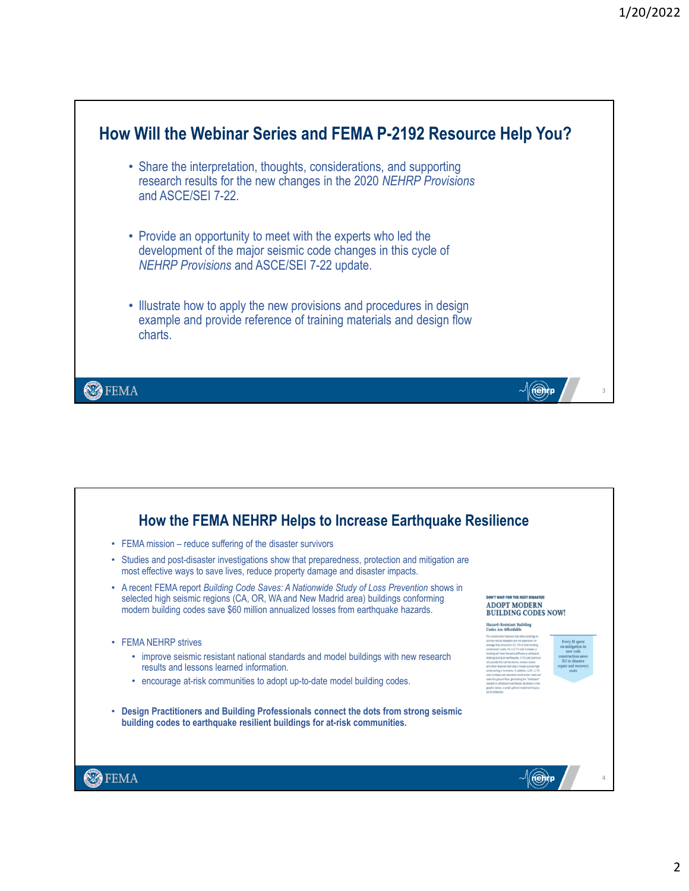## How Will the Webinar Series and FEMA P-2192 Resource Help You?

- Share the interpretation, thoughts, considerations, and supporting research results for the new changes in the 2020 *NEHRP Provisions* and ASCE/SEI 7-22.
- Provide an opportunity to meet with the experts who led the development of the major seismic code changes in this cycle of *NEHRP Provisions* and ASCE/SEI 7-22 update.
- Illustrate how to apply the new provisions and procedures in design example and provide reference of training materials and design flow charts.

## How the FEMA NEHRP Helps to Increase Earthquake Resilience

- FEMA mission – reduce suffering of the disaster survivors
- Studies and post-disaster investigations show that preparedness, protection and mitigation are most effective ways to save lives, reduce property damage and disaster impacts.
- A recent FEMA report *Building Code Saves: A Nationwide Study of Loss Prevention* shows in selected high seismic regions (CA, OR, WA and New Madrid area) buildings conforming modern building codes save $60 million annualized losses from earthquake hazards.
- FEMA NEHRP strives
  - improve seismic resistant national standards and model buildings with new research results and lessons learned information.
  - encourage at-risk communities to adopt up-to-date model building codes.
- **Design Practitioners and Building Professionals connect the dots from strong seismic building codes to earthquake resilient buildings for at-risk communities.**

DON'T WAIT FOR THE NEXT DISASTER
ADOPT MODERN BUILDING CODES NOW!

Hazard-Resistant Building Codes Are Affordable

Every $1 spent on mitigation in new code construction saves $11 in disaster repair and recovery costs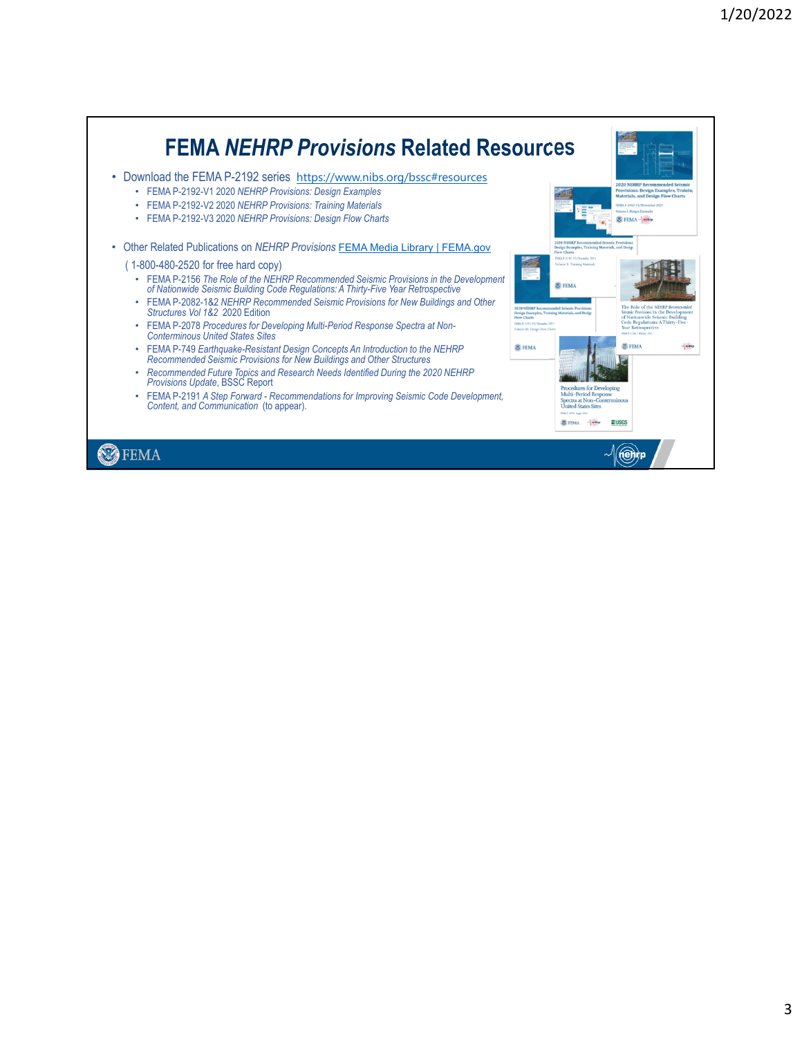# FEMA *NEHRP Provisions* Related Resources

- Download the FEMA P-2192 series https://www.nibs.org/bssc#resources
  - FEMA P-2192-V1 2020 *NEHRP Provisions: Design Examples*
  - FEMA P-2192-V2 2020 *NEHRP Provisions: Training Materials*
  - FEMA P-2192-V3 2020 *NEHRP Provisions: Design Flow Charts*
- Other Related Publications on *NEHRP Provisions* FEMA Media Library | FEMA.gov

  ( 1-800-480-2520 for free hard copy)
  - FEMA P-2156 *The Role of the NEHRP Recommended Seismic Provisions in the Development of Nationwide Seismic Building Code Regulations: A Thirty-Five Year Retrospective*
  - FEMA P-2082-1&2 *NEHRP Recommended Seismic Provisions for New Buildings and Other Structures Vol 1&2* 2020 Edition
  - FEMA P-2078 *Procedures for Developing Multi-Period Response Spectra at Non-Conterminous United States Sites*
  - FEMA P-749 *Earthquake-Resistant Design Concepts An Introduction to the NEHRP Recommended Seismic Provisions for New Buildings and Other Structures*
  - *Recommended Future Topics and Research Needs Identified During the 2020 NEHRP Provisions Update*, BSSC Report
  - FEMA P-2191 *A Step Forward - Recommendations for Improving Seismic Code Development, Content, and Communication* (to appear).